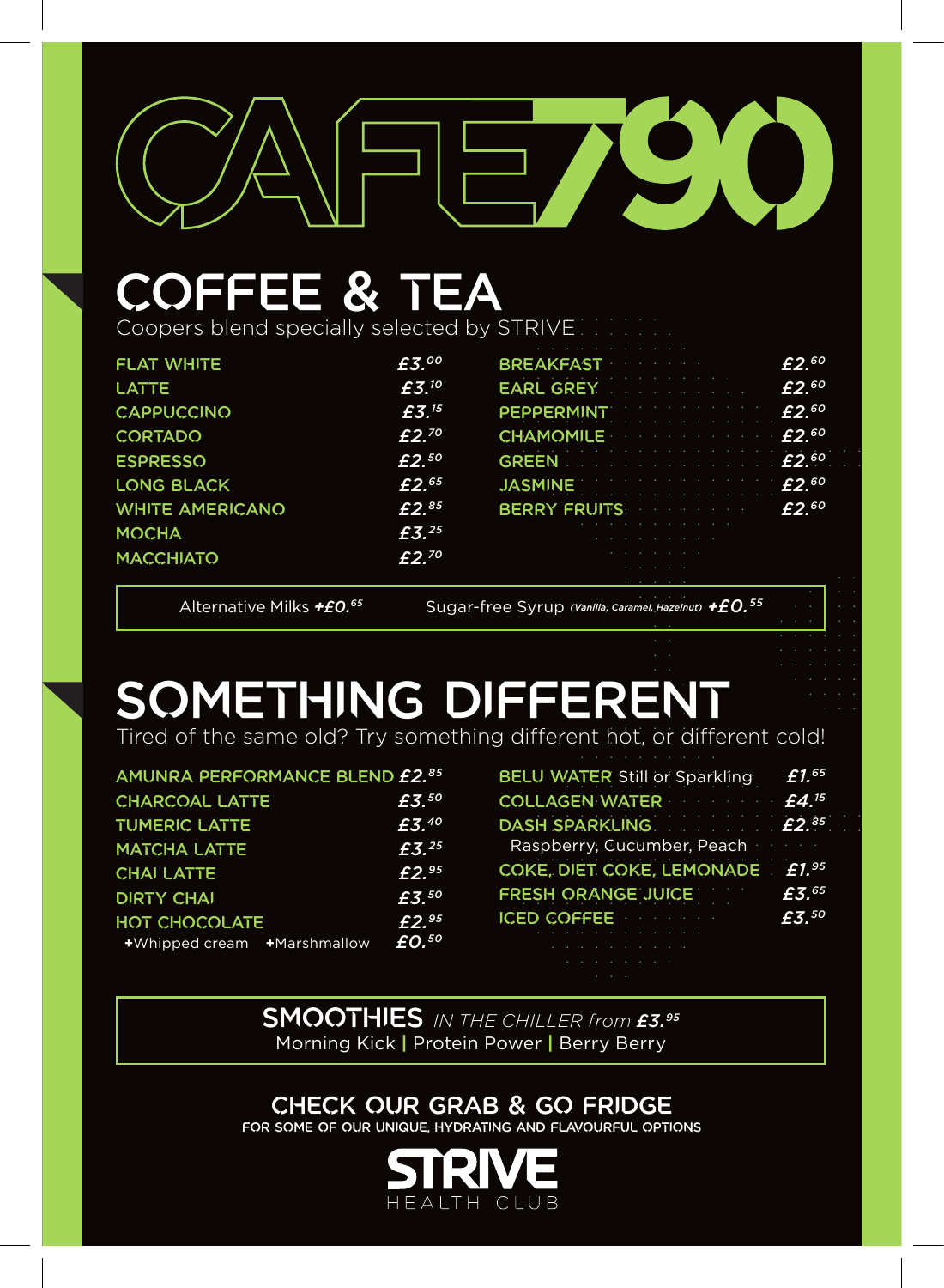# CAFE790

## COFFEE & TEA

Coopers blend specially selected by STRIVE

| Item | Price |
|---|---|
| FLAT WHITE | £3.00 |
| LATTE | £3.10 |
| CAPPUCCINO | £3.15 |
| CORTADO | £2.70 |
| ESPRESSO | £2.50 |
| LONG BLACK | £2.65 |
| WHITE AMERICANO | £2.85 |
| MOCHA | £3.25 |
| MACCHIATO | £2.70 |

| Item | Price |
|---|---|
| BREAKFAST | £2.60 |
| EARL GREY | £2.60 |
| PEPPERMINT | £2.60 |
| CHAMOMILE | £2.60 |
| GREEN | £2.60 |
| JASMINE | £2.60 |
| BERRY FRUITS | £2.60 |

Alternative Milks ***+£0.65*** Sugar-free Syrup *(Vanilla, Caramel, Hazelnut)* ***+£0.55***

## SOMETHING DIFFERENT

Tired of the same old? Try something different hot, or different cold!

| Item | Price |
|---|---|
| AMUNRA PERFORMANCE BLEND | £2.85 |
| CHARCOAL LATTE | £3.50 |
| TUMERIC LATTE | £3.40 |
| MATCHA LATTE | £3.25 |
| CHAI LATTE | £2.95 |
| DIRTY CHAI | £3.50 |
| HOT CHOCOLATE | £2.95 |
| +Whipped cream +Marshmallow | £0.50 |

| Item | Price |
|---|---|
| BELU WATER Still or Sparkling | £1.65 |
| COLLAGEN WATER | £4.15 |
| DASH SPARKLING Raspberry, Cucumber, Peach | £2.85 |
| COKE, DIET COKE, LEMONADE | £1.95 |
| FRESH ORANGE JUICE | £3.65 |
| ICED COFFEE | £3.50 |

**SMOOTHIES** *IN THE CHILLER from* ***£3.95***
Morning Kick | Protein Power | Berry Berry

### CHECK OUR GRAB & GO FRIDGE

FOR SOME OF OUR UNIQUE, HYDRATING AND FLAVOURFUL OPTIONS

**STRIVE** HEALTH CLUB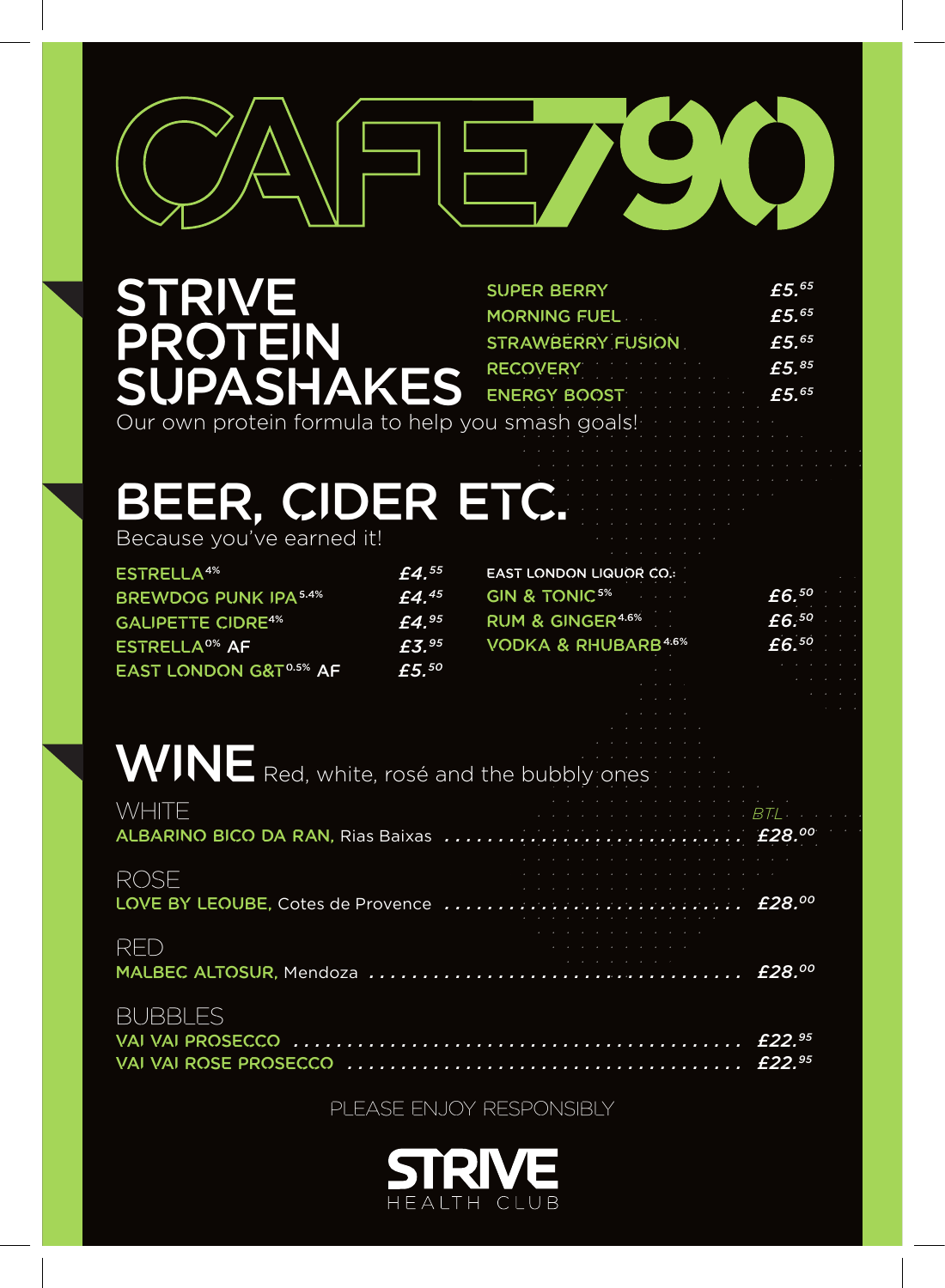# CAFE790

## STRIVE PROTEIN SUPASHAKES

| | |
|---|---|
| SUPER BERRY | £5.65 |
| MORNING FUEL | £5.65 |
| STRAWBERRY FUSION | £5.65 |
| RECOVERY | £5.85 |
| ENERGY BOOST | £5.65 |

Our own protein formula to help you smash goals!

## BEER, CIDER ETC.

Because you've earned it!

| | |
|---|---|
| ESTRELLA 4% | £4.55 |
| BREWDOG PUNK IPA 5.4% | £4.45 |
| GALIPETTE CIDRE 4% | £4.95 |
| ESTRELLA 0% AF | £3.95 |
| EAST LONDON G&T 0.5% AF | £5.50 |

EAST LONDON LIQUOR CO.:

| | |
|---|---|
| GIN & TONIC 5% | £6.50 |
| RUM & GINGER 4.6% | £6.50 |
| VODKA & RHUBARB 4.6% | £6.50 |

## WINE

Red, white, rosé and the bubbly ones

### WHITE

| | BTL |
|---|---|
| ALBARINO BICO DA RAN, Rias Baixas | £28.00 |

### ROSE

| | |
|---|---|
| LOVE BY LEOUBE, Cotes de Provence | £28.00 |

### RED

| | |
|---|---|
| MALBEC ALTOSUR, Mendoza | £28.00 |

### BUBBLES

| | |
|---|---|
| VAI VAI PROSECCO | £22.95 |
| VAI VAI ROSE PROSECCO | £22.95 |

PLEASE ENJOY RESPONSIBLY

STRIVE HEALTH CLUB